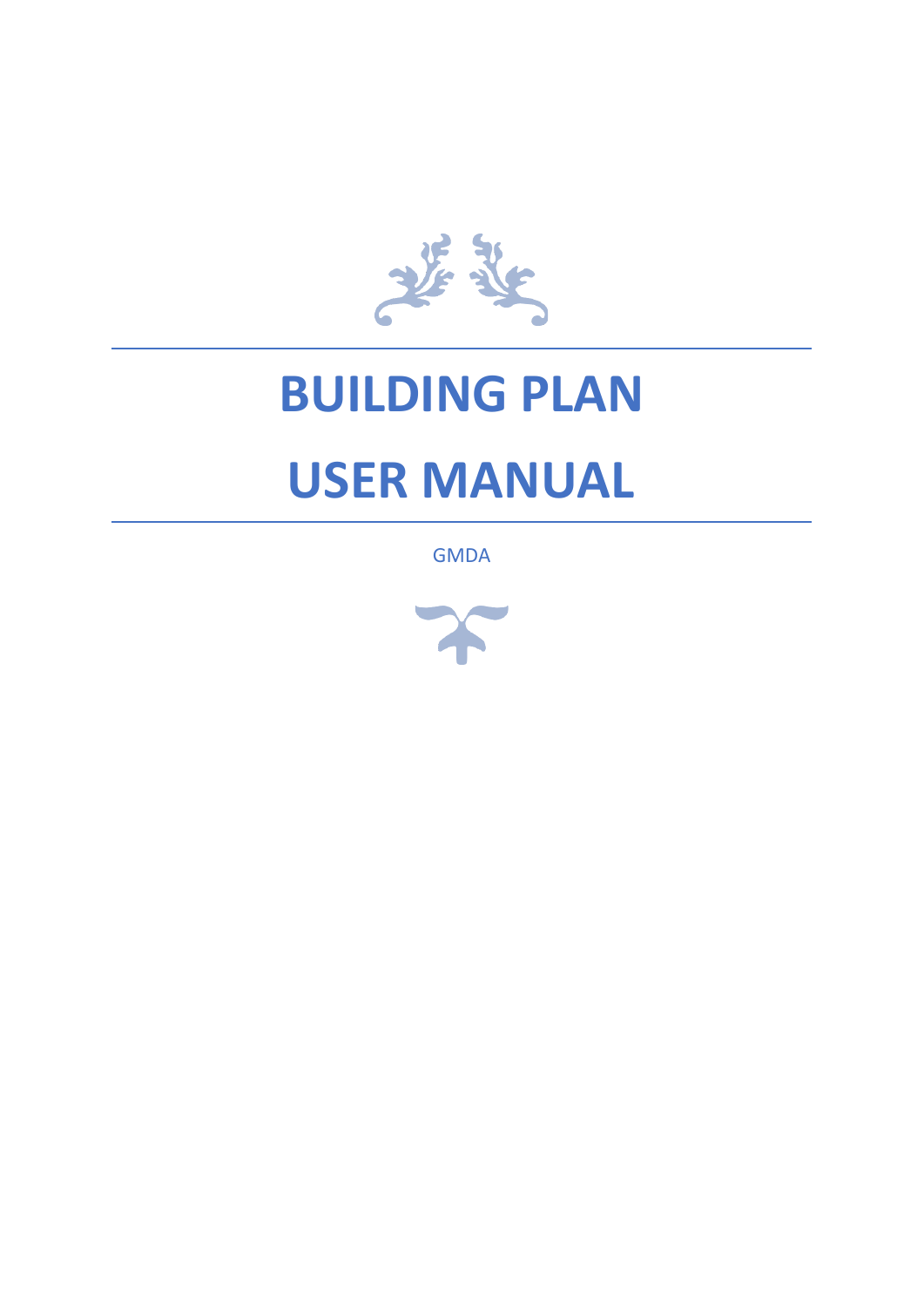# BUILDING PLAN

# USER MANUAL

GMDA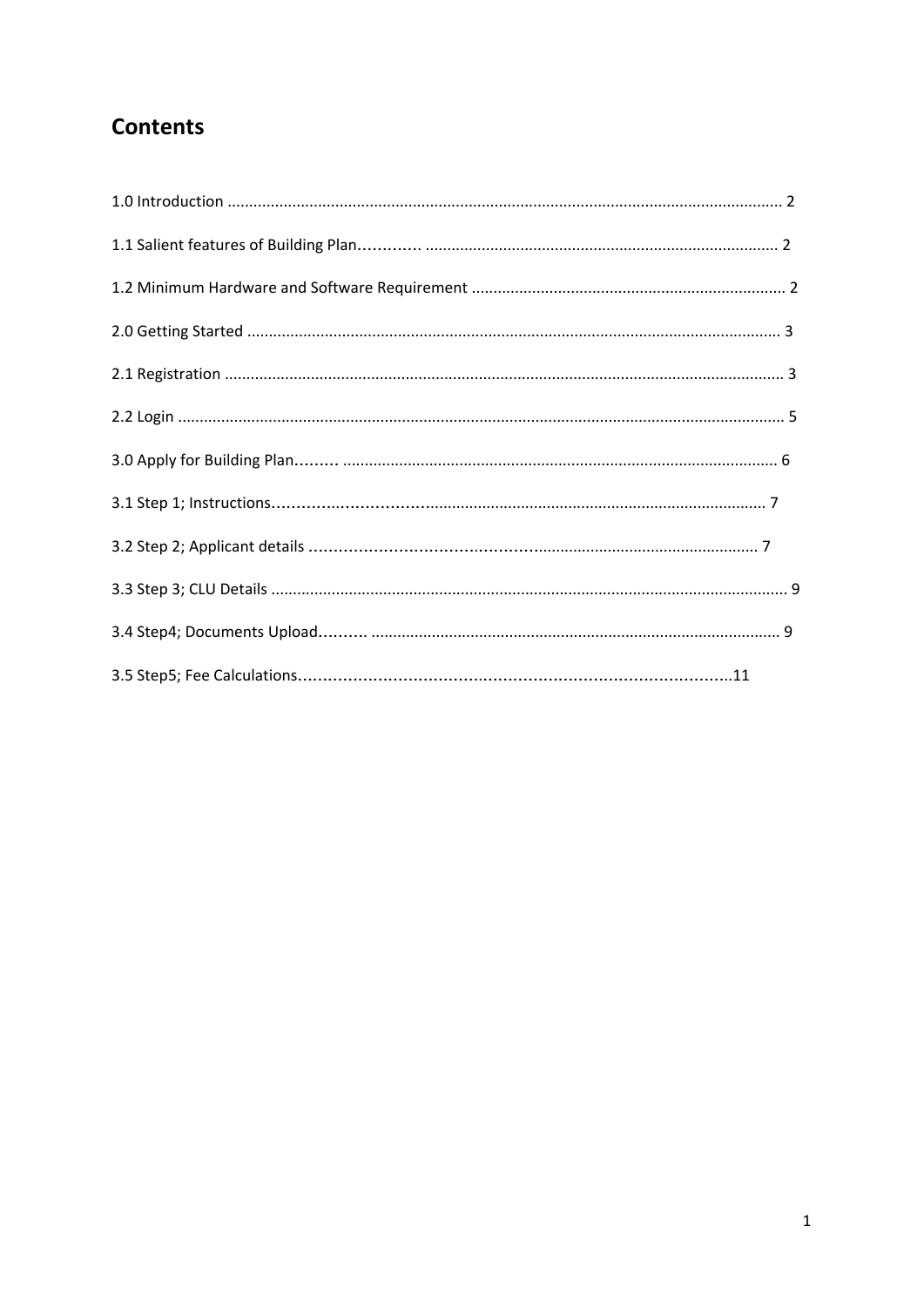## Contents

1.0 Introduction ............................................................................................................................ 2

1.1 Salient features of Building Plan............. ................................................................................. 2

1.2 Minimum Hardware and Software Requirement ......................................................................... 2

2.0 Getting Started ........................................................................................................................ 3

2.1 Registration .............................................................................................................................. 3

2.2 Login ........................................................................................................................................ 5

3.0 Apply for Building Plan......... ..................................................................................................... 6

3.1 Step 1; Instructions.......................................................................................................... 7

3.2 Step 2; Applicant details ................................................................................................ 7

3.3 Step 3; CLU Details .................................................................................................................. 9

3.4 Step4; Documents Upload.......... ............................................................................................. 9

3.5 Step5; Fee Calculations..........................................................................................11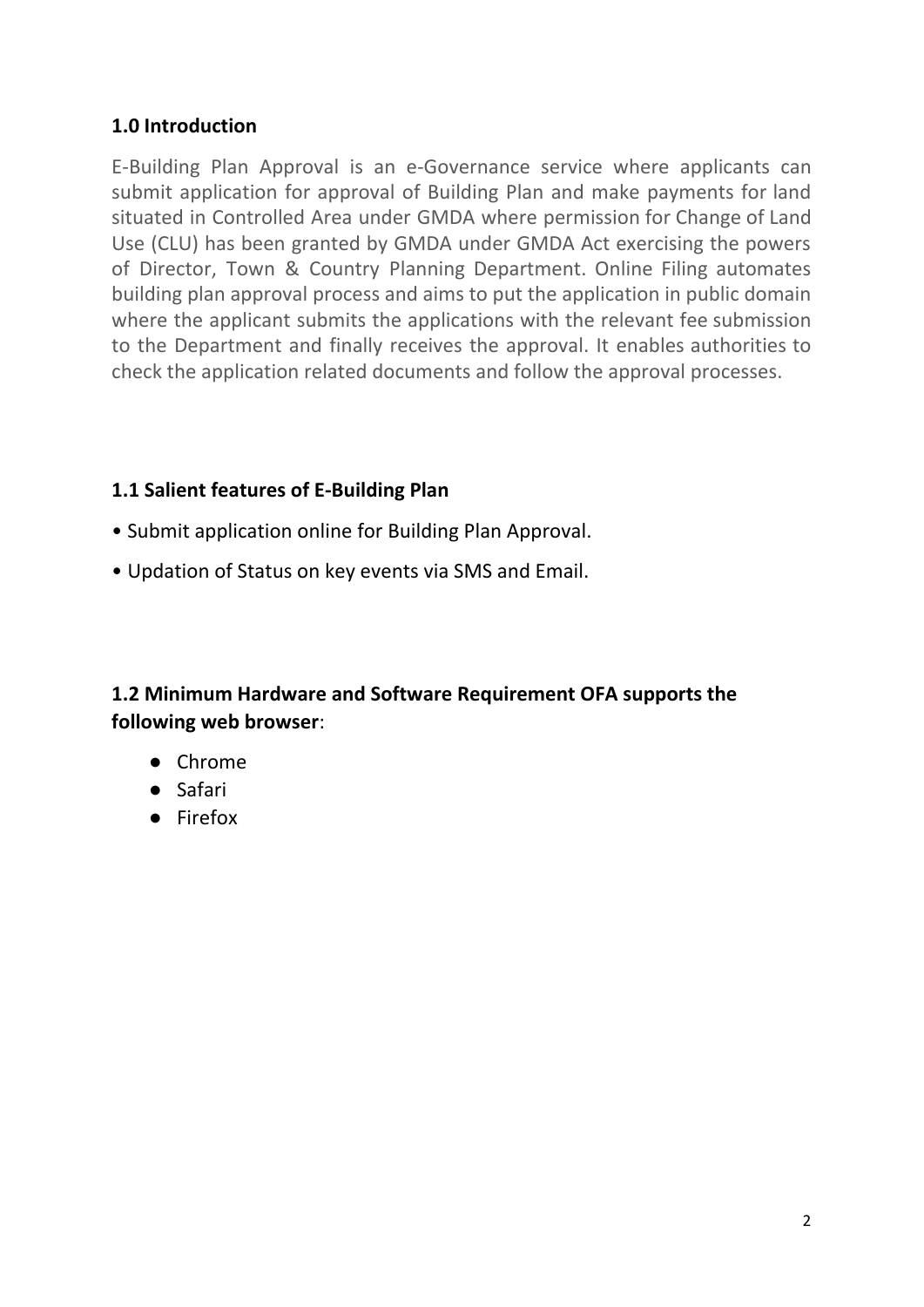## 1.0 Introduction

E-Building Plan Approval is an e-Governance service where applicants can submit application for approval of Building Plan and make payments for land situated in Controlled Area under GMDA where permission for Change of Land Use (CLU) has been granted by GMDA under GMDA Act exercising the powers of Director, Town & Country Planning Department. Online Filing automates building plan approval process and aims to put the application in public domain where the applicant submits the applications with the relevant fee submission to the Department and finally receives the approval. It enables authorities to check the application related documents and follow the approval processes.

## 1.1 Salient features of E-Building Plan

- Submit application online for Building Plan Approval.
- Updation of Status on key events via SMS and Email.

## 1.2 Minimum Hardware and Software Requirement OFA supports the following web browser:

- Chrome
- Safari
- Firefox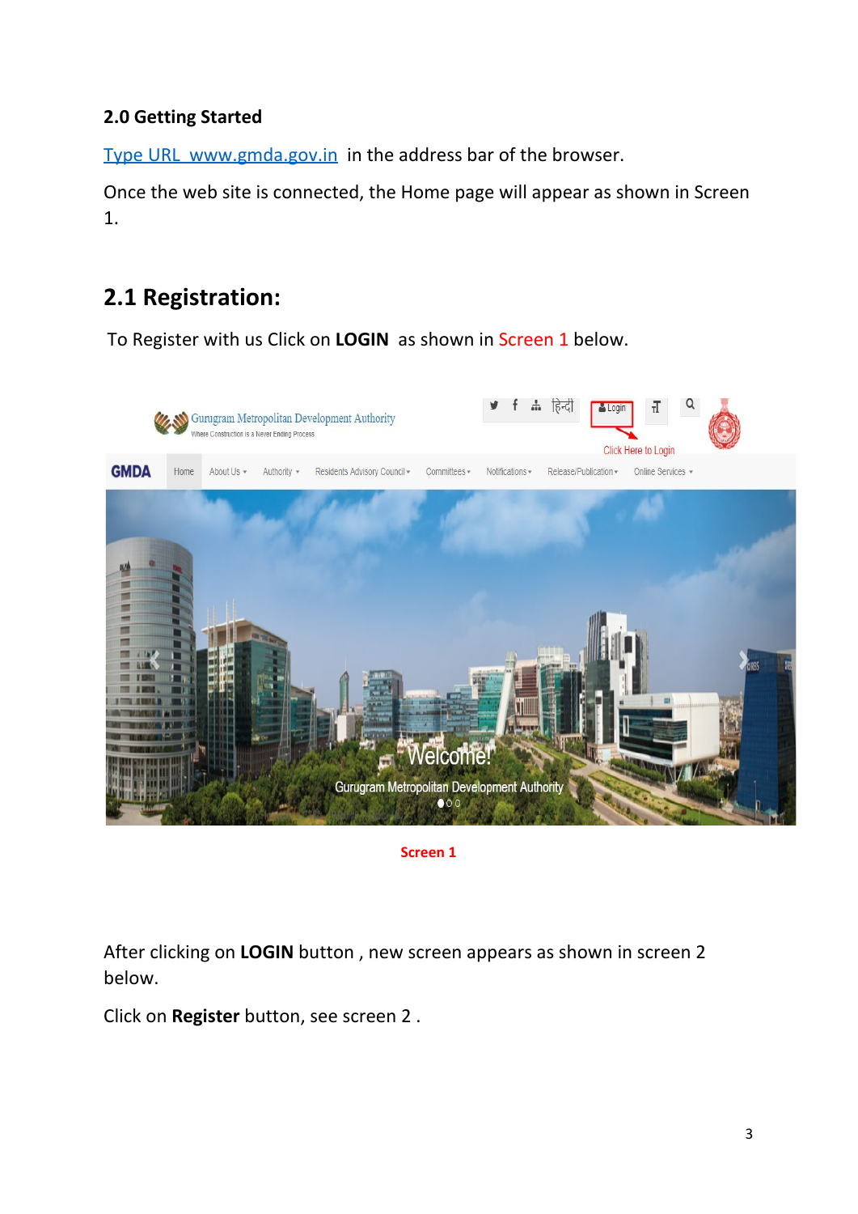## 2.0 Getting Started

[Type URL www.gmda.gov.in](http://www.gmda.gov.in) in the address bar of the browser.

Once the web site is connected, the Home page will appear as shown in Screen 1.

## 2.1 Registration:

To Register with us Click on **LOGIN** as shown in Screen 1 below.

Screen 1

After clicking on **LOGIN** button , new screen appears as shown in screen 2 below.

Click on **Register** button, see screen 2 .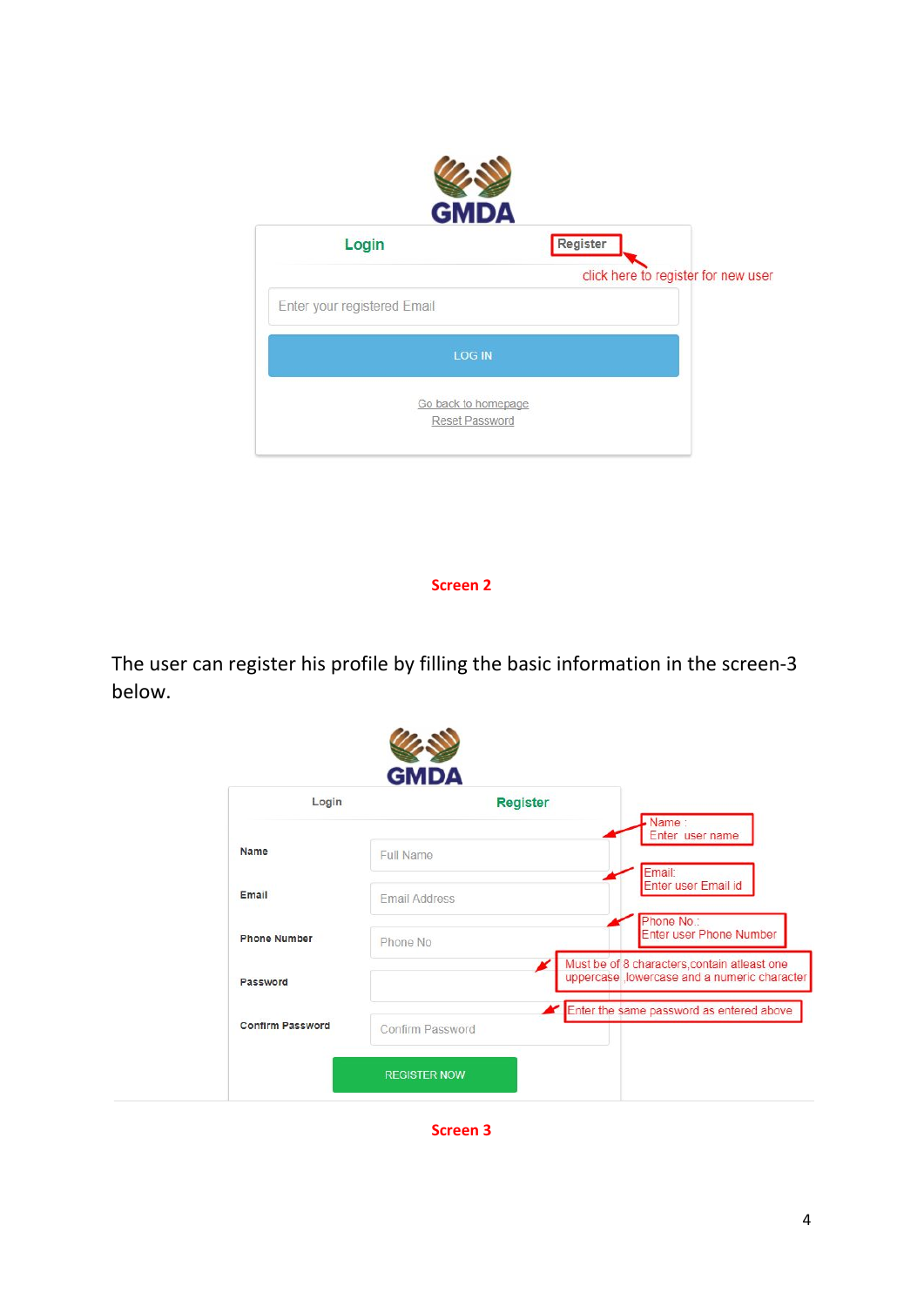GMDA

Login | Register

click here to register for new user

Enter your registered Email

LOG IN

Go back to homepage

Reset Password

**Screen 2**

The user can register his profile by filling the basic information in the screen-3 below.

GMDA

Login | Register

Name — Full Name — Name : Enter user name

Email — Email Address — Email: Enter user Email id

Phone Number — Phone No — Phone No.: Enter user Phone Number

Password — Must be of 8 characters,contain atleast one uppercase ,lowercase and a numeric character

Confirm Password — Confirm Password — Enter the same password as entered above

REGISTER NOW

**Screen 3**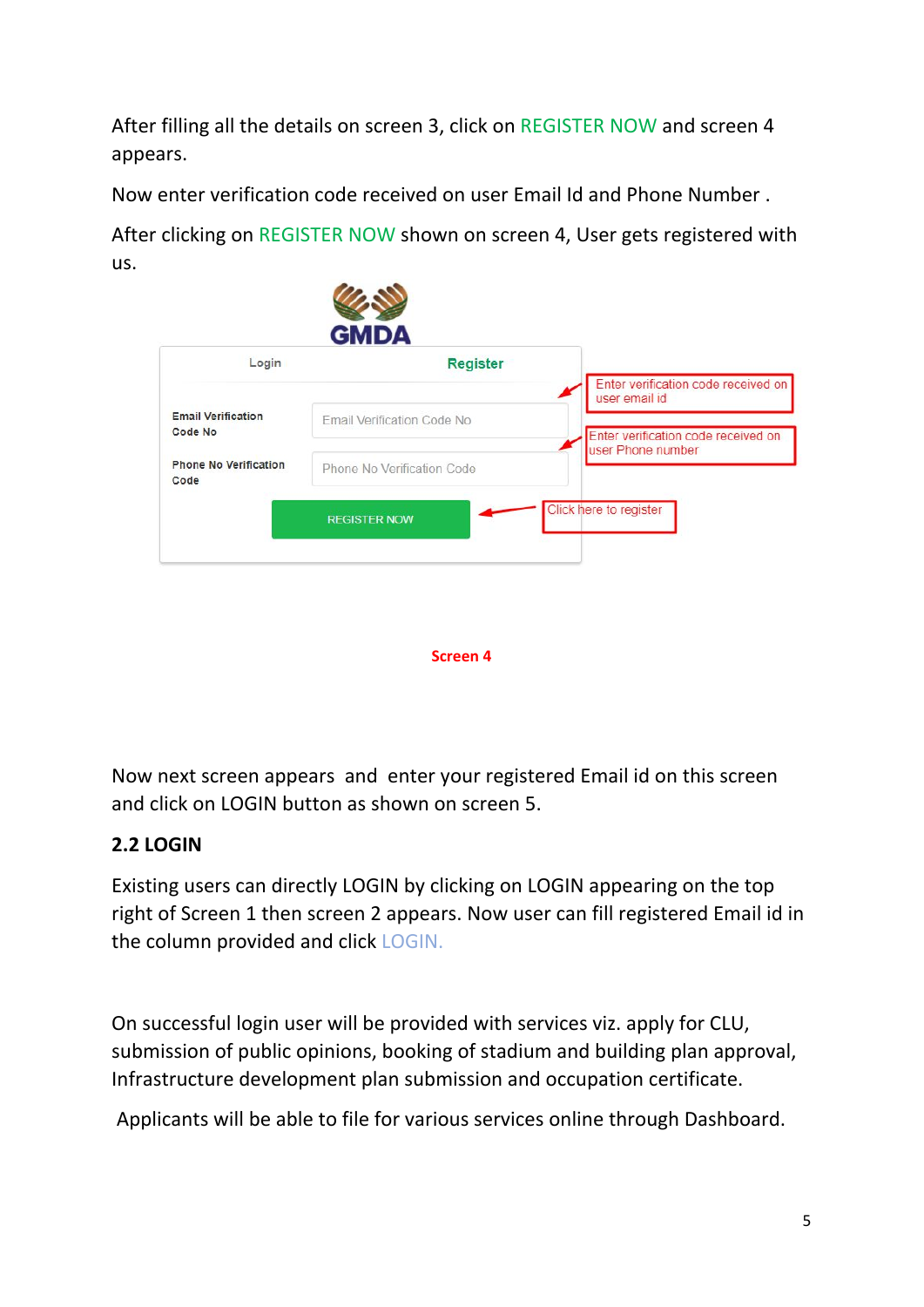After filling all the details on screen 3, click on REGISTER NOW and screen 4 appears.

Now enter verification code received on user Email Id and Phone Number .

After clicking on REGISTER NOW shown on screen 4, User gets registered with us.

GMDA

Login | Register

Email Verification Code No — Email Verification Code No

Phone No Verification Code — Phone No Verification Code

REGISTER NOW

Enter verification code received on user email id

Enter verification code received on user Phone number

Click here to register

**Screen 4**

Now next screen appears and enter your registered Email id on this screen and click on LOGIN button as shown on screen 5.

## 2.2 LOGIN

Existing users can directly LOGIN by clicking on LOGIN appearing on the top right of Screen 1 then screen 2 appears. Now user can fill registered Email id in the column provided and click LOGIN.

On successful login user will be provided with services viz. apply for CLU, submission of public opinions, booking of stadium and building plan approval, Infrastructure development plan submission and occupation certificate.

Applicants will be able to file for various services online through Dashboard.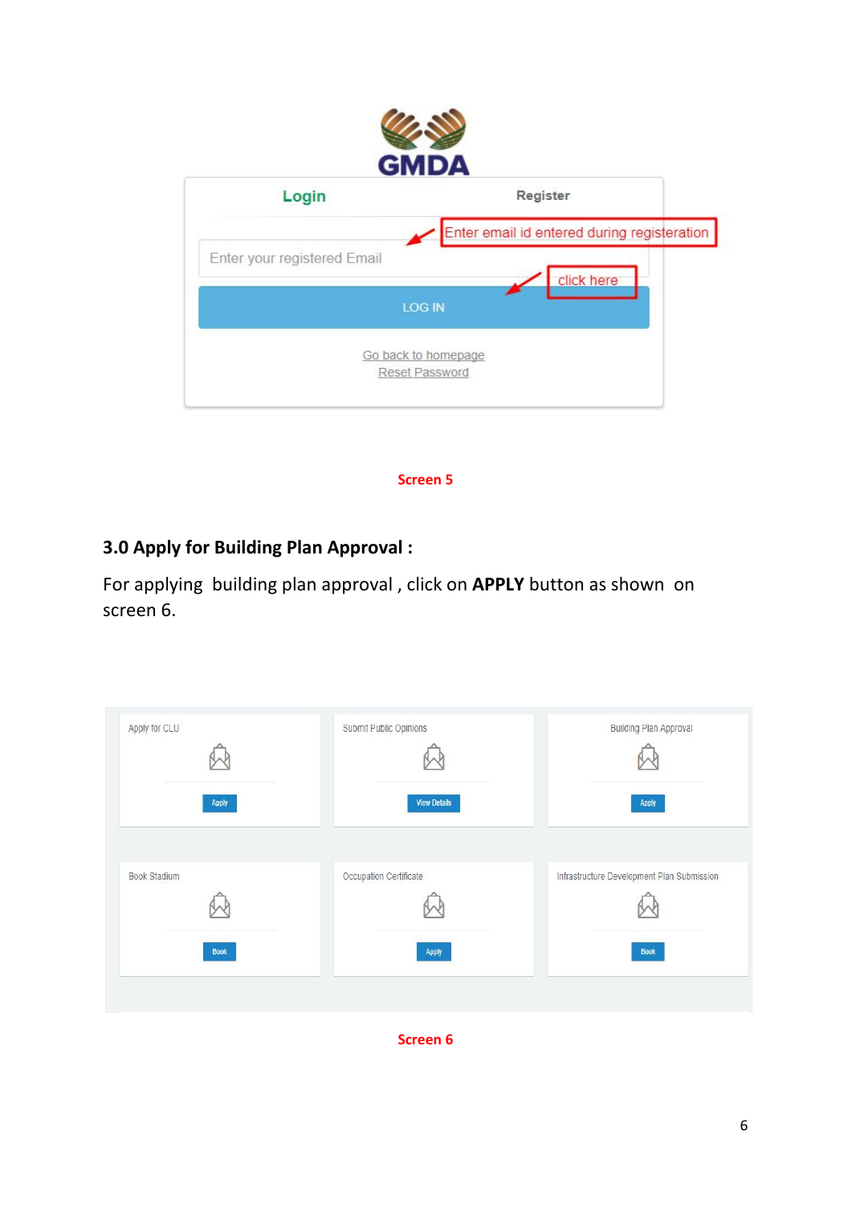Screen 5

## 3.0 Apply for Building Plan Approval :

For applying building plan approval , click on **APPLY** button as shown on screen 6.

Screen 6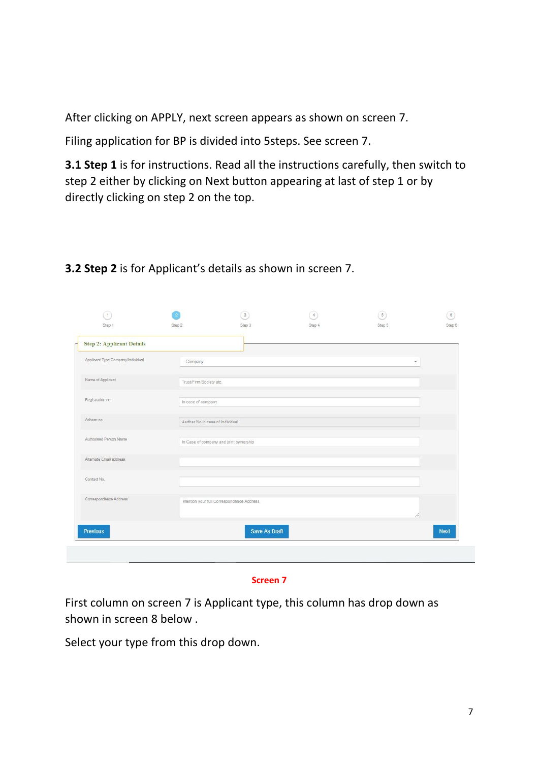After clicking on APPLY, next screen appears as shown on screen 7.

Filing application for BP is divided into 5steps. See screen 7.

**3.1 Step 1** is for instructions. Read all the instructions carefully, then switch to step 2 either by clicking on Next button appearing at last of step 1 or by directly clicking on step 2 on the top.

**3.2 Step 2** is for Applicant's details as shown in screen 7.

Screen 7

First column on screen 7 is Applicant type, this column has drop down as shown in screen 8 below .

Select your type from this drop down.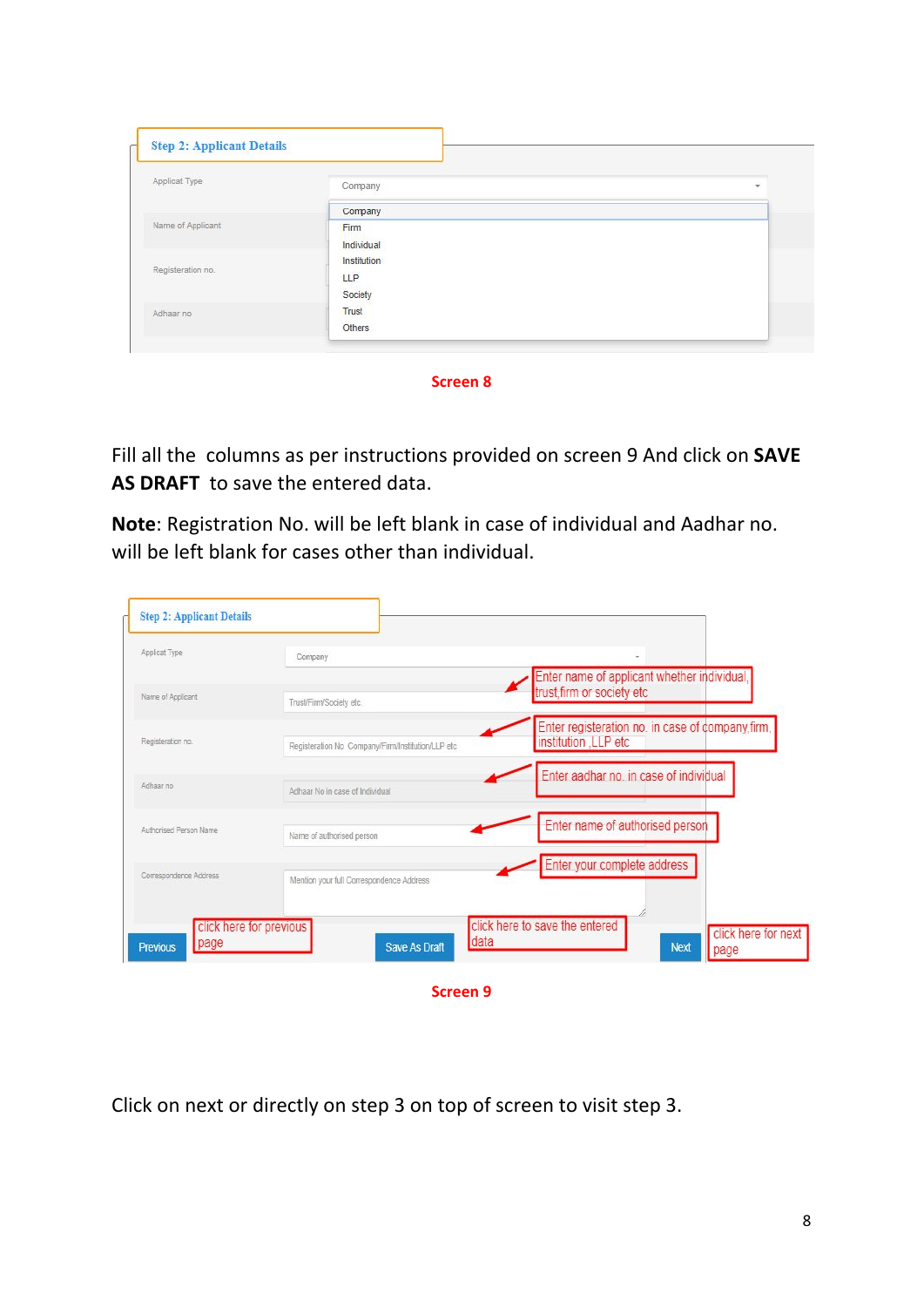**Step 2: Applicant Details**

Applicat Type — Company

Company
Firm
Individual
Institution
LLP
Society
Trust
Others

Name of Applicant

Registeration no.

Adhaar no

**Screen 8**

Fill all the columns as per instructions provided on screen 9 And click on **SAVE AS DRAFT** to save the entered data.

**Note**: Registration No. will be left blank in case of individual and Aadhar no. will be left blank for cases other than individual.

**Step 2: Applicant Details**

| Field | Placeholder | Instruction |
| --- | --- | --- |
| Applicat Type | Company | |
| Name of Applicant | Trust/Firm/Society etc. | Enter name of applicant whether individual, trust,firm or society etc |
| Registeration no. | Registeration No Company/Firm/Institution/LLP etc | Enter registeration no. in case of company,firm, institution ,LLP etc |
| Adhaar no | Adhaar No in case of Individual | Enter aadhar no. in case of individual |
| Authorised Person Name | Name of authorised person | Enter name of authorised person |
| Correspondence Address | Mention your full Correspondence Address | Enter your complete address |

Previous — click here for previous page

Save As Draft — click here to save the entered data

Next — click here for next page

**Screen 9**

Click on next or directly on step 3 on top of screen to visit step 3.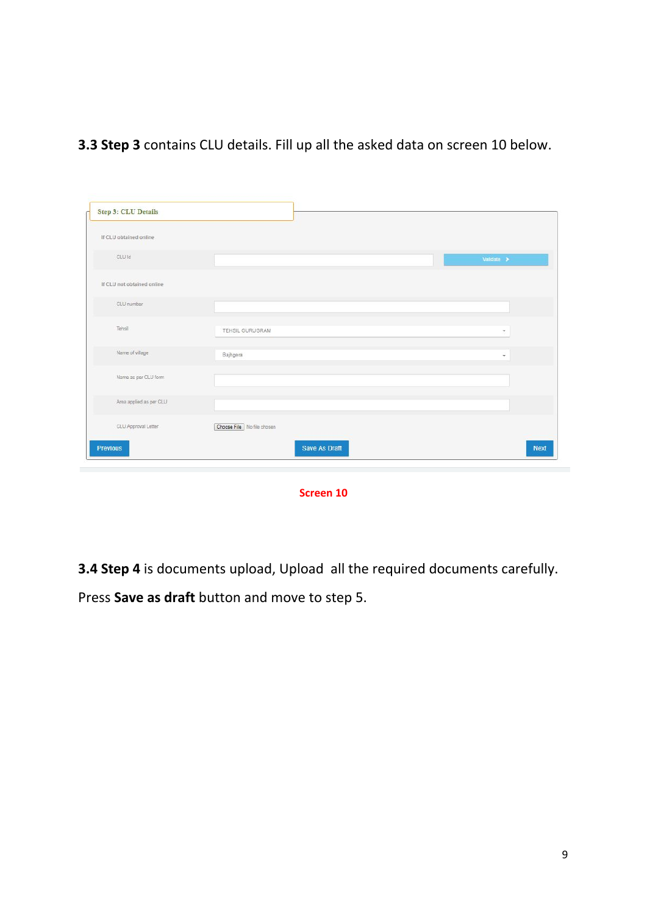**3.3 Step 3** contains CLU details. Fill up all the asked data on screen 10 below.

**Step 3: CLU Details**

If CLU obtained online

| CLU Id | | Validate > |
|---|---|---|

If CLU not obtained online

| Field | Value |
|---|---|
| CLU number | |
| Tehsil | TEHSIL GURUGRAM |
| Name of village | Bajhgera |
| Name as per CLU form | |
| Area applied as per CLU | |
| CLU Approval Letter | Choose File No file chosen |

Previous | Save As Draft | Next

Screen 10

**3.4 Step 4** is documents upload, Upload all the required documents carefully.

Press **Save as draft** button and move to step 5.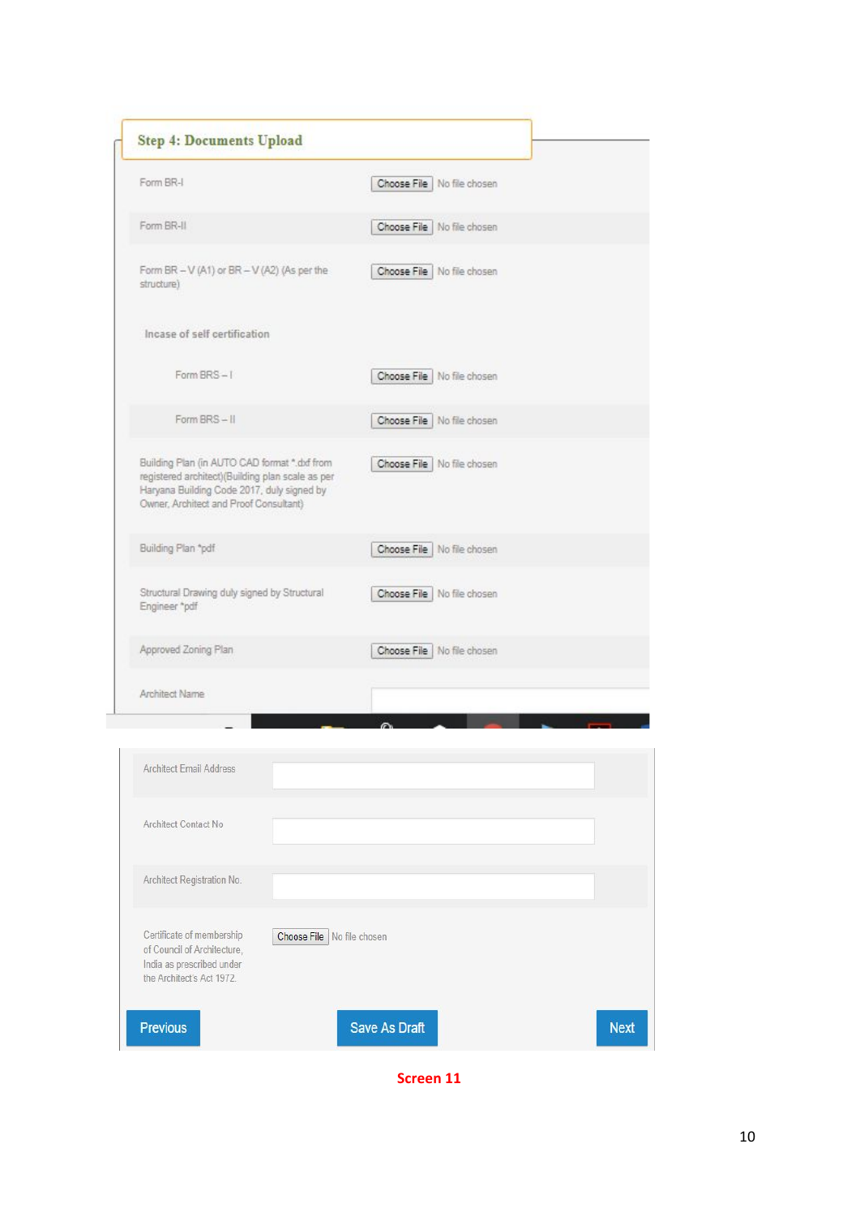## Step 4: Documents Upload

| Field | Input |
|---|---|
| Form BR-I | Choose File No file chosen |
| Form BR-II | Choose File No file chosen |
| Form BR – V (A1) or BR – V (A2) (As per the structure) | Choose File No file chosen |
| **Incase of self certification** | |
| Form BRS – I | Choose File No file chosen |
| Form BRS – II | Choose File No file chosen |
| Building Plan (in AUTO CAD format *.dxf from registered architect)(Building plan scale as per Haryana Building Code 2017, duly signed by Owner, Architect and Proof Consultant) | Choose File No file chosen |
| Building Plan *pdf | Choose File No file chosen |
| Structural Drawing duly signed by Structural Engineer *pdf | Choose File No file chosen |
| Approved Zoning Plan | Choose File No file chosen |
| Architect Name | |
| Architect Email Address | |
| Architect Contact No | |
| Architect Registration No. | |
| Certificate of membership of Council of Architecture, India as prescribed under the Architect's Act 1972. | Choose File No file chosen |

Previous | Save As Draft | Next

**Screen 11**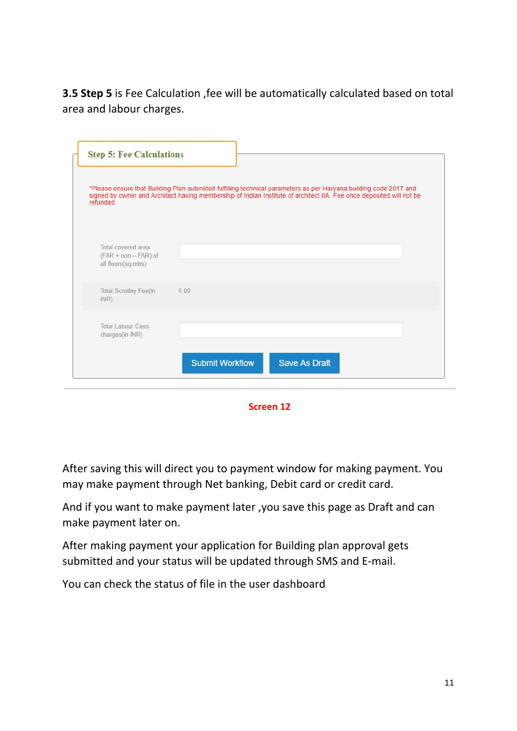**3.5 Step 5** is Fee Calculation ,fee will be automatically calculated based on total area and labour charges.

Step 5: Fee Calculations

*Please ensure that Building Plan submitted fulfilling technical parameters as per Haryana building code 2017 and signed by owner and Architect having membership of Indian Institute of architect IIA. Fee once deposited will not be refunded

Total covered area (FAR + non – FAR) of all floors(sq.mtrs)

Total Scrutiny Fee(in INR) 0.00

Total Labour Cess charges(in INR)

Submit Workflow

Save As Draft

Screen 12

After saving this will direct you to payment window for making payment. You may make payment through Net banking, Debit card or credit card.

And if you want to make payment later ,you save this page as Draft and can make payment later on.

After making payment your application for Building plan approval gets submitted and your status will be updated through SMS and E-mail.

You can check the status of file in the user dashboard